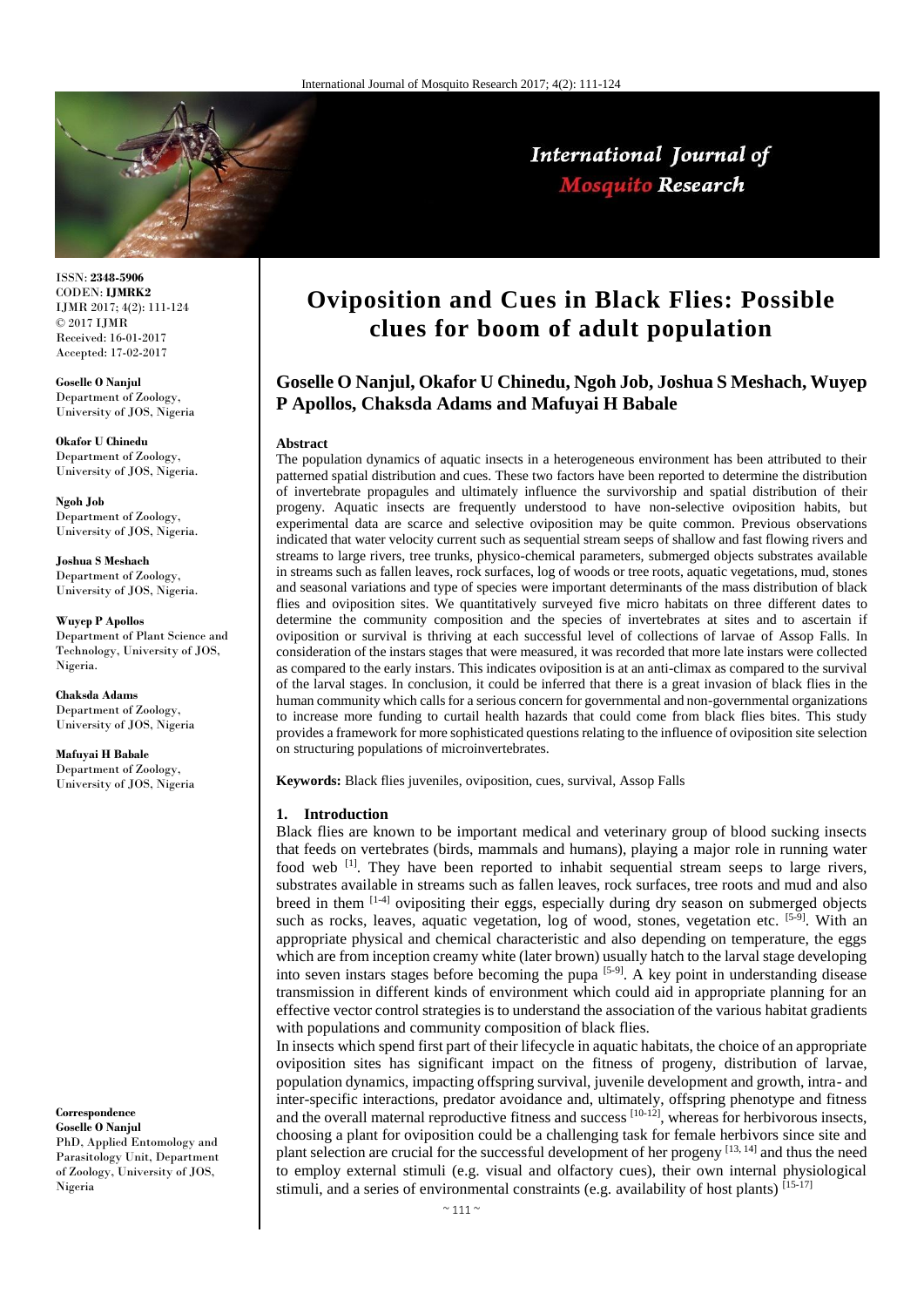# Oviposition and Cues in Black Flies: Possible clues for boom of adult population

**Goselle O Nanjul, Okafor U Chinedu, Ngoh Job, Joshua S Meshach, Wuyep P Apollos, Chaksda Adams and Mafuyai H Babale**

ISSN: **2348-5906**
CODEN: **IJMRK2**
IJMR 2017; 4(2): 111-124
© 2017 IJMR
Received: 16-01-2017
Accepted: 17-02-2017

**Goselle O Nanjul**
Department of Zoology, University of JOS, Nigeria

**Okafor U Chinedu**
Department of Zoology, University of JOS, Nigeria.

**Ngoh Job**
Department of Zoology, University of JOS, Nigeria.

**Joshua S Meshach**
Department of Zoology, University of JOS, Nigeria.

**Wuyep P Apollos**
Department of Plant Science and Technology, University of JOS, Nigeria.

**Chaksda Adams**
Department of Zoology, University of JOS, Nigeria

**Mafuyai H Babale**
Department of Zoology, University of JOS, Nigeria

**Correspondence**
**Goselle O Nanjul**
PhD, Applied Entomology and Parasitology Unit, Department of Zoology, University of JOS, Nigeria

### Abstract

The population dynamics of aquatic insects in a heterogeneous environment has been attributed to their patterned spatial distribution and cues. These two factors have been reported to determine the distribution of invertebrate propagules and ultimately influence the survivorship and spatial distribution of their progeny. Aquatic insects are frequently understood to have non-selective oviposition habits, but experimental data are scarce and selective oviposition may be quite common. Previous observations indicated that water velocity current such as sequential stream seeps of shallow and fast flowing rivers and streams to large rivers, tree trunks, physico-chemical parameters, submerged objects substrates available in streams such as fallen leaves, rock surfaces, log of woods or tree roots, aquatic vegetations, mud, stones and seasonal variations and type of species were important determinants of the mass distribution of black flies and oviposition sites. We quantitatively surveyed five micro habitats on three different dates to determine the community composition and the species of invertebrates at sites and to ascertain if oviposition or survival is thriving at each successful level of collections of larvae of Assop Falls. In consideration of the instars stages that were measured, it was recorded that more late instars were collected as compared to the early instars. This indicates oviposition is at an anti-climax as compared to the survival of the larval stages. In conclusion, it could be inferred that there is a great invasion of black flies in the human community which calls for a serious concern for governmental and non-governmental organizations to increase more funding to curtail health hazards that could come from black flies bites. This study provides a framework for more sophisticated questions relating to the influence of oviposition site selection on structuring populations of microinvertebrates.

**Keywords:** Black flies juveniles, oviposition, cues, survival, Assop Falls

## 1. Introduction

Black flies are known to be important medical and veterinary group of blood sucking insects that feeds on vertebrates (birds, mammals and humans), playing a major role in running water food web [1]. They have been reported to inhabit sequential stream seeps to large rivers, substrates available in streams such as fallen leaves, rock surfaces, tree roots and mud and also breed in them [1-4] ovipositing their eggs, especially during dry season on submerged objects such as rocks, leaves, aquatic vegetation, log of wood, stones, vegetation etc. [5-9]. With an appropriate physical and chemical characteristic and also depending on temperature, the eggs which are from inception creamy white (later brown) usually hatch to the larval stage developing into seven instars stages before becoming the pupa [5-9]. A key point in understanding disease transmission in different kinds of environment which could aid in appropriate planning for an effective vector control strategies is to understand the association of the various habitat gradients with populations and community composition of black flies.

In insects which spend first part of their lifecycle in aquatic habitats, the choice of an appropriate oviposition sites has significant impact on the fitness of progeny, distribution of larvae, population dynamics, impacting offspring survival, juvenile development and growth, intra- and inter-specific interactions, predator avoidance and, ultimately, offspring phenotype and fitness and the overall maternal reproductive fitness and success [10-12], whereas for herbivorous insects, choosing a plant for oviposition could be a challenging task for female herbivors since site and plant selection are crucial for the successful development of her progeny [13, 14] and thus the need to employ external stimuli (e.g. visual and olfactory cues), their own internal physiological stimuli, and a series of environmental constraints (e.g. availability of host plants) [15-17]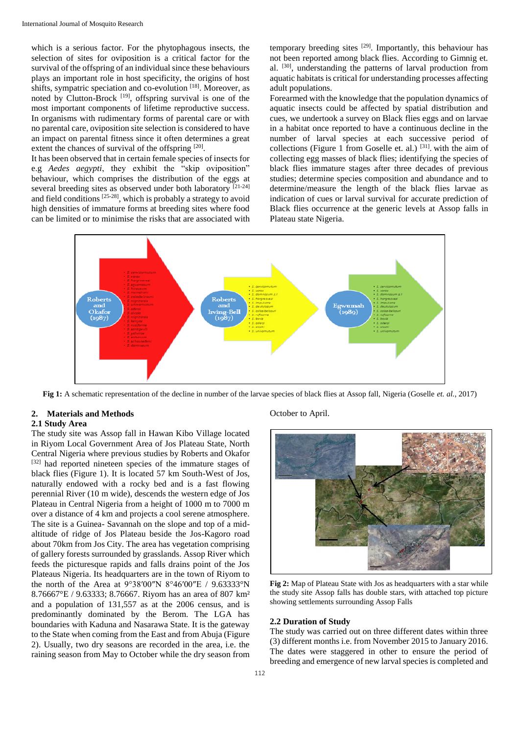which is a serious factor. For the phytophagous insects, the selection of sites for oviposition is a critical factor for the survival of the offspring of an individual since these behaviours plays an important role in host specificity, the origins of host shifts, sympatric speciation and co-evolution [18]. Moreover, as noted by Clutton-Brock [19], offspring survival is one of the most important components of lifetime reproductive success. In organisms with rudimentary forms of parental care or with no parental care, oviposition site selection is considered to have an impact on parental fitness since it often determines a great extent the chances of survival of the offspring [20].

It has been observed that in certain female species of insects for e.g *Aedes aegypti*, they exhibit the "skip oviposition" behaviour, which comprises the distribution of the eggs at several breeding sites as observed under both laboratory [21-24] and field conditions [25-28], which is probably a strategy to avoid high densities of immature forms at breeding sites where food can be limited or to minimise the risks that are associated with temporary breeding sites [29]. Importantly, this behaviour has not been reported among black flies. According to Gimnig et. al. [30], understanding the patterns of larval production from aquatic habitats is critical for understanding processes affecting adult populations.

Forearmed with the knowledge that the population dynamics of aquatic insects could be affected by spatial distribution and cues, we undertook a survey on Black flies eggs and on larvae in a habitat once reported to have a continuous decline in the number of larval species at each successive period of collections (Figure 1 from Goselle et. al.) [31]. with the aim of collecting egg masses of black flies; identifying the species of black flies immature stages after three decades of previous studies; determine species composition and abundance and to determine/measure the length of the black flies larvae as indication of cues or larval survival for accurate prediction of Black flies occurrence at the generic levels at Assop falls in Plateau state Nigeria.

**Fig 1:** A schematic representation of the decline in number of the larvae species of black flies at Assop fall, Nigeria (Goselle *et. al.*, 2017)

## 2. Materials and Methods

### 2.1 Study Area

The study site was Assop fall in Hawan Kibo Village located in Riyom Local Government Area of Jos Plateau State, North Central Nigeria where previous studies by Roberts and Okafor [32] had reported nineteen species of the immature stages of black flies (Figure 1). It is located 57 km South-West of Jos, naturally endowed with a rocky bed and is a fast flowing perennial River (10 m wide), descends the western edge of Jos Plateau in Central Nigeria from a height of 1000 m to 7000 m over a distance of 4 km and projects a cool serene atmosphere. The site is a Guinea- Savannah on the slope and top of a mid-altitude of ridge of Jos Plateau beside the Jos-Kagoro road about 70km from Jos City. The area has vegetation comprising of gallery forests surrounded by grasslands. Assop River which feeds the picturesque rapids and falls drains point of the Jos Plateaus Nigeria. Its headquarters are in the town of Riyom to the north of the Area at 9°38′00″N 8°46′00″E / 9.63333°N 8.76667°E / 9.63333; 8.76667. Riyom has an area of 807 km² and a population of 131,557 as at the 2006 census, and is predominantly dominated by the Berom. The LGA has boundaries with Kaduna and Nasarawa State. It is the gateway to the State when coming from the East and from Abuja (Figure 2). Usually, two dry seasons are recorded in the area, i.e. the raining season from May to October while the dry season from October to April.

**Fig 2:** Map of Plateau State with Jos as headquarters with a star while the study site Assop falls has double stars, with attached top picture showing settlements surrounding Assop Falls

### 2.2 Duration of Study

The study was carried out on three different dates within three (3) different months i.e. from November 2015 to January 2016. The dates were staggered in other to ensure the period of breeding and emergence of new larval species is completed and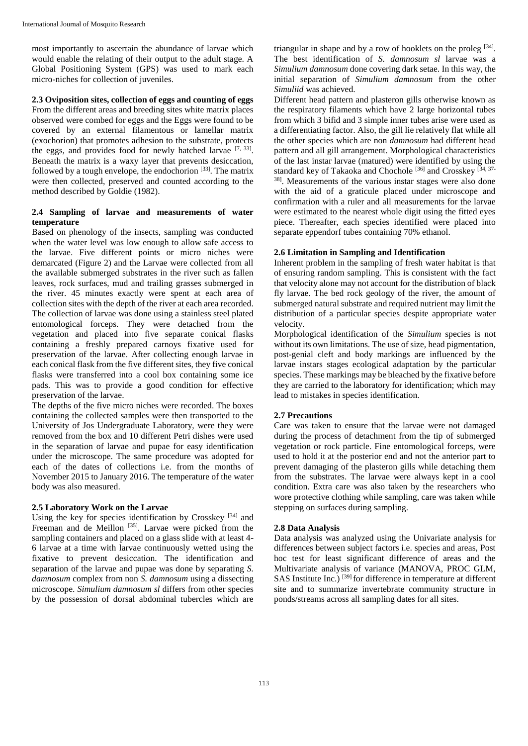most importantly to ascertain the abundance of larvae which would enable the relating of their output to the adult stage. A Global Positioning System (GPS) was used to mark each micro-niches for collection of juveniles.

### 2.3 Oviposition sites, collection of eggs and counting of eggs

From the different areas and breeding sites white matrix places observed were combed for eggs and the Eggs were found to be covered by an external filamentous or lamellar matrix (exochorion) that promotes adhesion to the substrate, protects the eggs, and provides food for newly hatched larvae [7, 33]. Beneath the matrix is a waxy layer that prevents desiccation, followed by a tough envelope, the endochorion [33]. The matrix were then collected, preserved and counted according to the method described by Goldie (1982).

### 2.4 Sampling of larvae and measurements of water temperature

Based on phenology of the insects, sampling was conducted when the water level was low enough to allow safe access to the larvae. Five different points or micro niches were demarcated (Figure 2) and the Larvae were collected from all the available submerged substrates in the river such as fallen leaves, rock surfaces, mud and trailing grasses submerged in the river. 45 minutes exactly were spent at each area of collection sites with the depth of the river at each area recorded. The collection of larvae was done using a stainless steel plated entomological forceps. They were detached from the vegetation and placed into five separate conical flasks containing a freshly prepared carnoys fixative used for preservation of the larvae. After collecting enough larvae in each conical flask from the five different sites, they five conical flasks were transferred into a cool box containing some ice pads. This was to provide a good condition for effective preservation of the larvae.

The depths of the five micro niches were recorded. The boxes containing the collected samples were then transported to the University of Jos Undergraduate Laboratory, were they were removed from the box and 10 different Petri dishes were used in the separation of larvae and pupae for easy identification under the microscope. The same procedure was adopted for each of the dates of collections i.e. from the months of November 2015 to January 2016. The temperature of the water body was also measured.

### 2.5 Laboratory Work on the Larvae

Using the key for species identification by Crosskey [34] and Freeman and de Meillon [35]. Larvae were picked from the sampling containers and placed on a glass slide with at least 4-6 larvae at a time with larvae continuously wetted using the fixative to prevent desiccation. The identification and separation of the larvae and pupae was done by separating *S. damnosum* complex from non *S. damnosum* using a dissecting microscope. *Simulium damnosum sl* differs from other species by the possession of dorsal abdominal tubercles which are triangular in shape and by a row of hooklets on the proleg [34]. The best identification of *S. damnosum sl* larvae was a *Simulium damnosum* done covering dark setae. In this way, the initial separation of *Simulium damnosum* from the other *Simuliid* was achieved.

Different head pattern and plasteron gills otherwise known as the respiratory filaments which have 2 large horizontal tubes from which 3 bifid and 3 simple inner tubes arise were used as a differentiating factor. Also, the gill lie relatively flat while all the other species which are non *damnosum* had different head pattern and all gill arrangement. Morphological characteristics of the last instar larvae (matured) were identified by using the standard key of Takaoka and Chochole [36] and Crosskey [34, 37-38]. Measurements of the various instar stages were also done with the aid of a graticule placed under microscope and confirmation with a ruler and all measurements for the larvae were estimated to the nearest whole digit using the fitted eyes piece. Thereafter, each species identified were placed into separate eppendorf tubes containing 70% ethanol.

### 2.6 Limitation in Sampling and Identification

Inherent problem in the sampling of fresh water habitat is that of ensuring random sampling. This is consistent with the fact that velocity alone may not account for the distribution of black fly larvae. The bed rock geology of the river, the amount of submerged natural substrate and required nutrient may limit the distribution of a particular species despite appropriate water velocity.

Morphological identification of the *Simulium* species is not without its own limitations. The use of size, head pigmentation, post-genial cleft and body markings are influenced by the larvae instars stages ecological adaptation by the particular species. These markings may be bleached by the fixative before they are carried to the laboratory for identification; which may lead to mistakes in species identification.

### 2.7 Precautions

Care was taken to ensure that the larvae were not damaged during the process of detachment from the tip of submerged vegetation or rock particle. Fine entomological forceps, were used to hold it at the posterior end and not the anterior part to prevent damaging of the plasteron gills while detaching them from the substrates. The larvae were always kept in a cool condition. Extra care was also taken by the researchers who wore protective clothing while sampling, care was taken while stepping on surfaces during sampling.

### 2.8 Data Analysis

Data analysis was analyzed using the Univariate analysis for differences between subject factors i.e. species and areas, Post hoc test for least significant difference of areas and the Multivariate analysis of variance (MANOVA, PROC GLM, SAS Institute Inc.) [39] for difference in temperature at different site and to summarize invertebrate community structure in ponds/streams across all sampling dates for all sites.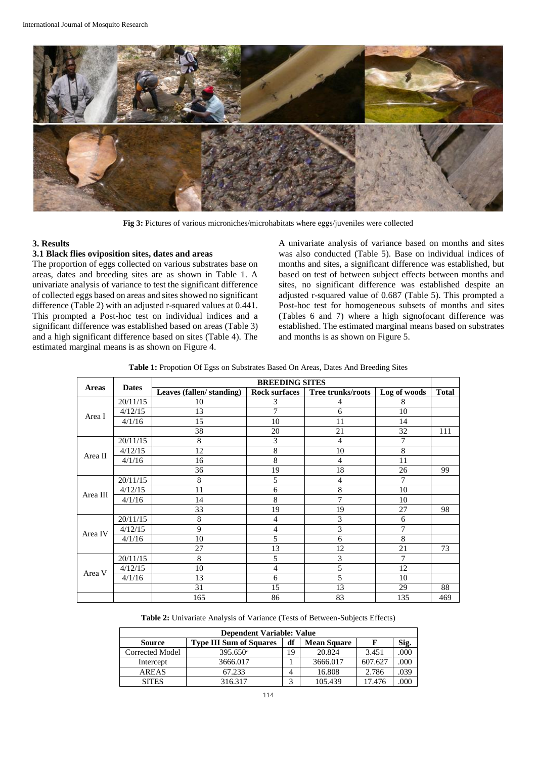Fig 3: Pictures of various microniches/microhabitats where eggs/juveniles were collected

## 3. Results

### 3.1 Black flies oviposition sites, dates and areas

The proportion of eggs collected on various substrates base on areas, dates and breeding sites are as shown in Table 1. A univariate analysis of variance to test the significant difference of collected eggs based on areas and sites showed no significant difference (Table 2) with an adjusted r-squared values at 0.441. This prompted a Post-hoc test on individual indices and a significant difference was established based on areas (Table 3) and a high significant difference based on sites (Table 4). The estimated marginal means is as shown on Figure 4.

A univariate analysis of variance based on months and sites was also conducted (Table 5). Base on individual indices of months and sites, a significant difference was established, but based on test of between subject effects between months and sites, no significant difference was established despite an adjusted r-squared value of 0.687 (Table 5). This prompted a Post-hoc test for homogeneous subsets of months and sites (Tables 6 and 7) where a high signofocant difference was established. The estimated marginal means based on substrates and months is as shown on Figure 5.

**Table 1:** Propotion Of Egss on Substrates Based On Areas, Dates And Breeding Sites

| Areas | Dates | BREEDING SITES | | | | |
|---|---|---|---|---|---|---|
| | | Leaves (fallen/ standing) | Rock surfaces | Tree trunks/roots | Log of woods | Total |
| Area I | 20/11/15 | 10 | 3 | 4 | 8 | |
| | 4/12/15 | 13 | 7 | 6 | 10 | |
| | 4/1/16 | 15 | 10 | 11 | 14 | |
| | | 38 | 20 | 21 | 32 | 111 |
| Area II | 20/11/15 | 8 | 3 | 4 | 7 | |
| | 4/12/15 | 12 | 8 | 10 | 8 | |
| | 4/1/16 | 16 | 8 | 4 | 11 | |
| | | 36 | 19 | 18 | 26 | 99 |
| Area III | 20/11/15 | 8 | 5 | 4 | 7 | |
| | 4/12/15 | 11 | 6 | 8 | 10 | |
| | 4/1/16 | 14 | 8 | 7 | 10 | |
| | | 33 | 19 | 19 | 27 | 98 |
| Area IV | 20/11/15 | 8 | 4 | 3 | 6 | |
| | 4/12/15 | 9 | 4 | 3 | 7 | |
| | 4/1/16 | 10 | 5 | 6 | 8 | |
| | | 27 | 13 | 12 | 21 | 73 |
| Area V | 20/11/15 | 8 | 5 | 3 | 7 | |
| | 4/12/15 | 10 | 4 | 5 | 12 | |
| | 4/1/16 | 13 | 6 | 5 | 10 | |
| | | 31 | 15 | 13 | 29 | 88 |
| | | 165 | 86 | 83 | 135 | 469 |

**Table 2:** Univariate Analysis of Variance (Tests of Between-Subjects Effects)

| Dependent Variable: Value | | | | | |
|---|---|---|---|---|---|
| Source | Type III Sum of Squares | df | Mean Square | F | Sig. |
| Corrected Model | 395.650[a] | 19 | 20.824 | 3.451 | .000 |
| Intercept | 3666.017 | 1 | 3666.017 | 607.627 | .000 |
| AREAS | 67.233 | 4 | 16.808 | 2.786 | .039 |
| SITES | 316.317 | 3 | 105.439 | 17.476 | .000 |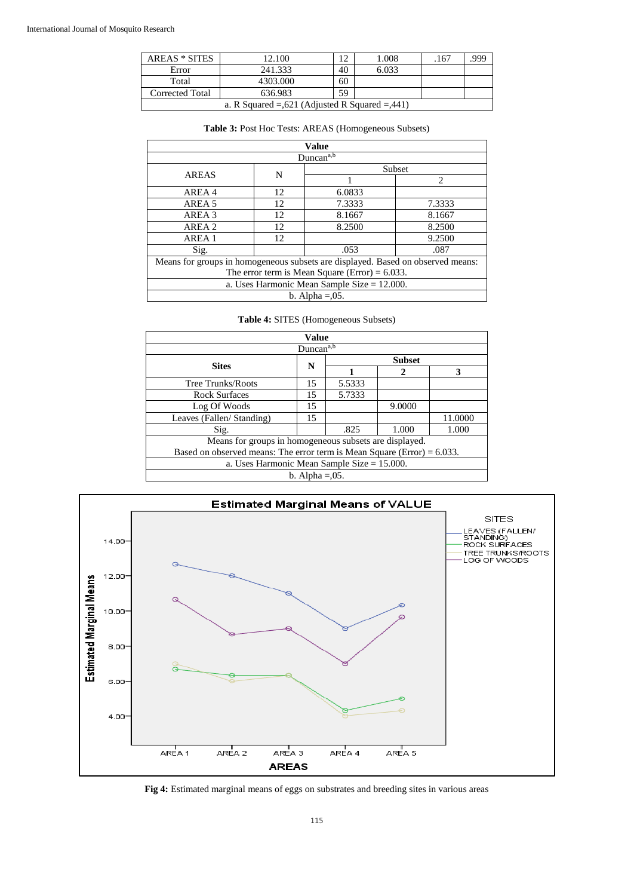| AREAS * SITES | 12.100 | 12 | 1.008 | .167 | .999 |
|---|---|---|---|---|---|
| Error | 241.333 | 40 | 6.033 | | |
| Total | 4303.000 | 60 | | | |
| Corrected Total | 636.983 | 59 | | | |
| a. R Squared =,621 (Adjusted R Squared =,441) | | | | | |

**Table 3:** Post Hoc Tests: AREAS (Homogeneous Subsets)

| Value | | | |
|---|---|---|---|
| Duncan[a,b] | | | |
| AREAS | N | Subset | |
| | | 1 | 2 |
| AREA 4 | 12 | 6.0833 | |
| AREA 5 | 12 | 7.3333 | 7.3333 |
| AREA 3 | 12 | 8.1667 | 8.1667 |
| AREA 2 | 12 | 8.2500 | 8.2500 |
| AREA 1 | 12 | | 9.2500 |
| Sig. | | .053 | .087 |
| Means for groups in homogeneous subsets are displayed. Based on observed means: The error term is Mean Square (Error) = 6.033. | | | |
| a. Uses Harmonic Mean Sample Size = 12.000. | | | |
| b. Alpha =,05. | | | |

**Table 4:** SITES (Homogeneous Subsets)

| Value | | | | |
|---|---|---|---|---|
| Duncan[a,b] | | | | |
| **Sites** | **N** | **Subset** | | |
| | | **1** | **2** | **3** |
| Tree Trunks/Roots | 15 | 5.5333 | | |
| Rock Surfaces | 15 | 5.7333 | | |
| Log Of Woods | 15 | | 9.0000 | |
| Leaves (Fallen/ Standing) | 15 | | | 11.0000 |
| Sig. | | .825 | 1.000 | 1.000 |
| Means for groups in homogeneous subsets are displayed. Based on observed means: The error term is Mean Square (Error) = 6.033. | | | | |
| a. Uses Harmonic Mean Sample Size = 15.000. | | | | |
| b. Alpha =,05. | | | | |

**Fig 4:** Estimated marginal means of eggs on substrates and breeding sites in various areas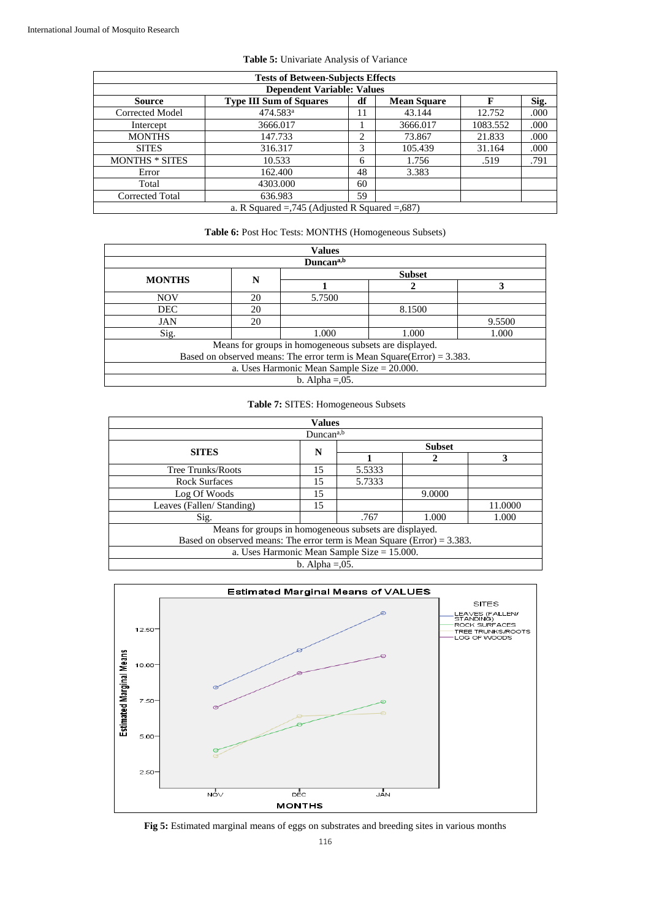**Table 5:** Univariate Analysis of Variance

| Tests of Between-Subjects Effects | | | | | |
|---|---|---|---|---|---|
| Dependent Variable: Values | | | | | |
| **Source** | **Type III Sum of Squares** | **df** | **Mean Square** | **F** | **Sig.** |
| Corrected Model | 474.583[a] | 11 | 43.144 | 12.752 | .000 |
| Intercept | 3666.017 | 1 | 3666.017 | 1083.552 | .000 |
| MONTHS | 147.733 | 2 | 73.867 | 21.833 | .000 |
| SITES | 316.317 | 3 | 105.439 | 31.164 | .000 |
| MONTHS * SITES | 10.533 | 6 | 1.756 | .519 | .791 |
| Error | 162.400 | 48 | 3.383 | | |
| Total | 4303.000 | 60 | | | |
| Corrected Total | 636.983 | 59 | | | |

a. R Squared =,745 (Adjusted R Squared =,687)

**Table 6:** Post Hoc Tests: MONTHS (Homogeneous Subsets)

| Values | | | | |
|---|---|---|---|---|
| Duncan[a,b] | | | | |
| **MONTHS** | **N** | **Subset** | | |
| | | **1** | **2** | **3** |
| NOV | 20 | 5.7500 | | |
| DEC | 20 | | 8.1500 | |
| JAN | 20 | | | 9.5500 |
| Sig. | | 1.000 | 1.000 | 1.000 |

Means for groups in homogeneous subsets are displayed.
Based on observed means: The error term is Mean Square(Error) = 3.383.
a. Uses Harmonic Mean Sample Size = 20.000.
b. Alpha =,05.

**Table 7:** SITES: Homogeneous Subsets

| Values | | | | |
|---|---|---|---|---|
| Duncan[a,b] | | | | |
| **SITES** | **N** | **Subset** | | |
| | | **1** | **2** | **3** |
| Tree Trunks/Roots | 15 | 5.5333 | | |
| Rock Surfaces | 15 | 5.7333 | | |
| Log Of Woods | 15 | | 9.0000 | |
| Leaves (Fallen/ Standing) | 15 | | | 11.0000 |
| Sig. | | .767 | 1.000 | 1.000 |

Means for groups in homogeneous subsets are displayed.
Based on observed means: The error term is Mean Square (Error) = 3.383.
a. Uses Harmonic Mean Sample Size = 15.000.
b. Alpha =,05.

**Fig 5:** Estimated marginal means of eggs on substrates and breeding sites in various months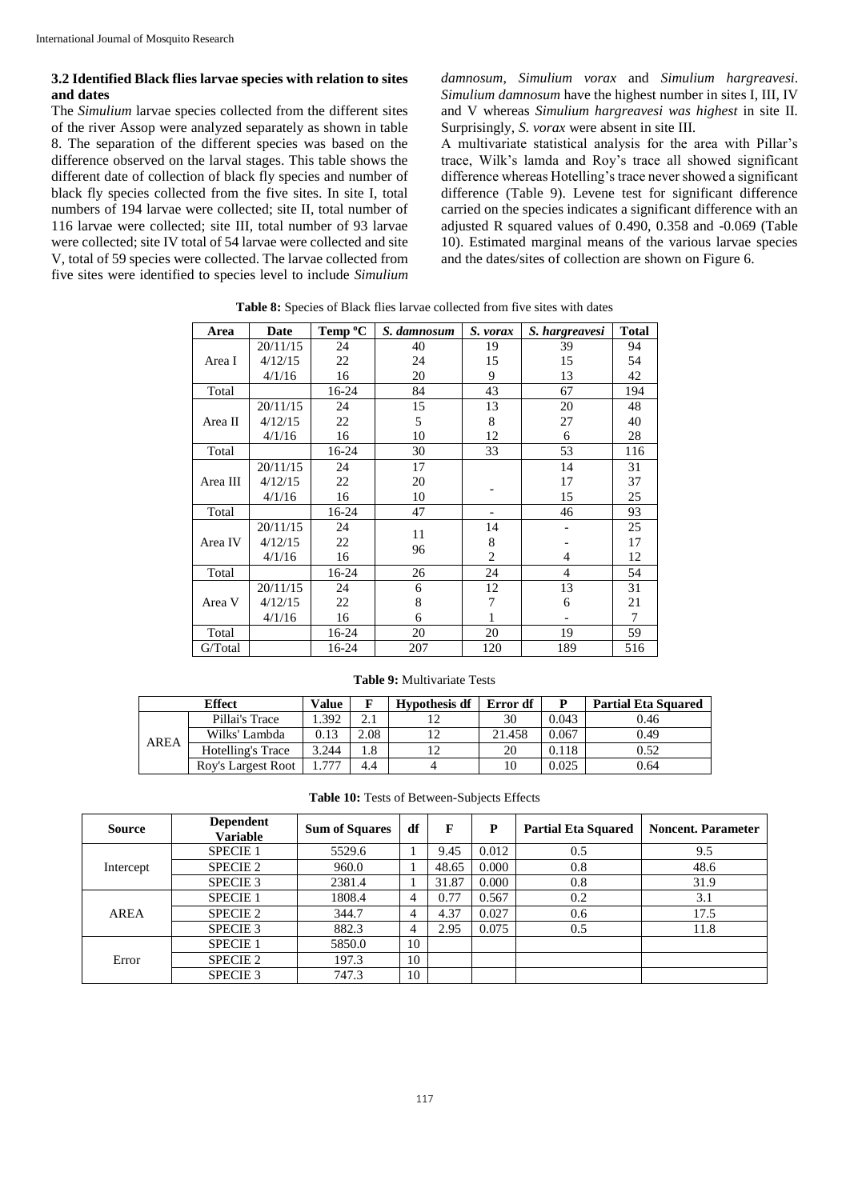### 3.2 Identified Black flies larvae species with relation to sites and dates

The *Simulium* larvae species collected from the different sites of the river Assop were analyzed separately as shown in table 8. The separation of the different species was based on the difference observed on the larval stages. This table shows the different date of collection of black fly species and number of black fly species collected from the five sites. In site I, total numbers of 194 larvae were collected; site II, total number of 116 larvae were collected; site III, total number of 93 larvae were collected; site IV total of 54 larvae were collected and site V, total of 59 species were collected. The larvae collected from five sites were identified to species level to include *Simulium damnosum*, *Simulium vorax* and *Simulium hargreavesi*. *Simulium damnosum* have the highest number in sites I, III, IV and V whereas *Simulium hargreavesi was highest* in site II. Surprisingly, *S. vorax* were absent in site III.

A multivariate statistical analysis for the area with Pillar's trace, Wilk's lamda and Roy's trace all showed significant difference whereas Hotelling's trace never showed a significant difference (Table 9). Levene test for significant difference carried on the species indicates a significant difference with an adjusted R squared values of 0.490, 0.358 and -0.069 (Table 10). Estimated marginal means of the various larvae species and the dates/sites of collection are shown on Figure 6.

**Table 8:** Species of Black flies larvae collected from five sites with dates

| Area | Date | Temp °C | *S. damnosum* | *S. vorax* | *S. hargreavesi* | Total |
|---|---|---|---|---|---|---|
| Area I | 20/11/15 | 24 | 40 | 19 | 39 | 94 |
| | 4/12/15 | 22 | 24 | 15 | 15 | 54 |
| | 4/1/16 | 16 | 20 | 9 | 13 | 42 |
| Total | | 16-24 | 84 | 43 | 67 | 194 |
| Area II | 20/11/15 | 24 | 15 | 13 | 20 | 48 |
| | 4/12/15 | 22 | 5 | 8 | 27 | 40 |
| | 4/1/16 | 16 | 10 | 12 | 6 | 28 |
| Total | | 16-24 | 30 | 33 | 53 | 116 |
| Area III | 20/11/15 | 24 | 17 | | 14 | 31 |
| | 4/12/15 | 22 | 20 | - | 17 | 37 |
| | 4/1/16 | 16 | 10 | | 15 | 25 |
| Total | | 16-24 | 47 | - | 46 | 93 |
| Area IV | 20/11/15 | 24 | 11 | 14 | - | 25 |
| | 4/12/15 | 22 | 96 | 8 | - | 17 |
| | 4/1/16 | 16 | | 2 | 4 | 12 |
| Total | | 16-24 | 26 | 24 | 4 | 54 |
| Area V | 20/11/15 | 24 | 6 | 12 | 13 | 31 |
| | 4/12/15 | 22 | 8 | 7 | 6 | 21 |
| | 4/1/16 | 16 | 6 | 1 | - | 7 |
| Total | | 16-24 | 20 | 20 | 19 | 59 |
| G/Total | | 16-24 | 207 | 120 | 189 | 516 |

**Table 9:** Multivariate Tests

| Effect | | Value | F | Hypothesis df | Error df | P | Partial Eta Squared |
|---|---|---|---|---|---|---|---|
| AREA | Pillai's Trace | 1.392 | 2.1 | 12 | 30 | 0.043 | 0.46 |
| | Wilks' Lambda | 0.13 | 2.08 | 12 | 21.458 | 0.067 | 0.49 |
| | Hotelling's Trace | 3.244 | 1.8 | 12 | 20 | 0.118 | 0.52 |
| | Roy's Largest Root | 1.777 | 4.4 | 4 | 10 | 0.025 | 0.64 |

**Table 10:** Tests of Between-Subjects Effects

| Source | Dependent Variable | Sum of Squares | df | F | P | Partial Eta Squared | Noncent. Parameter |
|---|---|---|---|---|---|---|---|
| Intercept | SPECIE 1 | 5529.6 | 1 | 9.45 | 0.012 | 0.5 | 9.5 |
| | SPECIE 2 | 960.0 | 1 | 48.65 | 0.000 | 0.8 | 48.6 |
| | SPECIE 3 | 2381.4 | 1 | 31.87 | 0.000 | 0.8 | 31.9 |
| AREA | SPECIE 1 | 1808.4 | 4 | 0.77 | 0.567 | 0.2 | 3.1 |
| | SPECIE 2 | 344.7 | 4 | 4.37 | 0.027 | 0.6 | 17.5 |
| | SPECIE 3 | 882.3 | 4 | 2.95 | 0.075 | 0.5 | 11.8 |
| Error | SPECIE 1 | 5850.0 | 10 | | | | |
| | SPECIE 2 | 197.3 | 10 | | | | |
| | SPECIE 3 | 747.3 | 10 | | | | |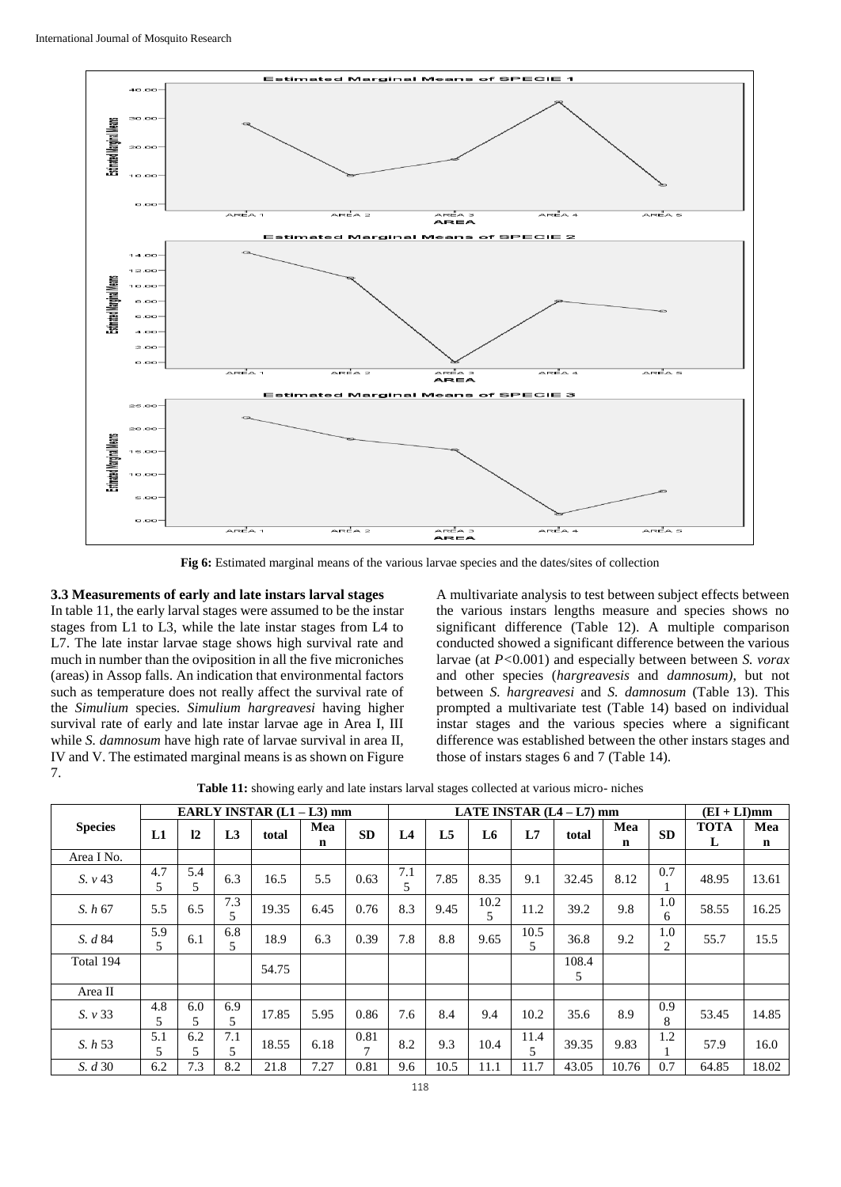**Fig 6:** Estimated marginal means of the various larvae species and the dates/sites of collection

### 3.3 Measurements of early and late instars larval stages

In table 11, the early larval stages were assumed to be the instar stages from L1 to L3, while the late instar stages from L4 to L7. The late instar larvae stage shows high survival rate and much in number than the oviposition in all the five microniches (areas) in Assop falls. An indication that environmental factors such as temperature does not really affect the survival rate of the *Simulium* species. *Simulium hargreavesi* having higher survival rate of early and late instar larvae age in Area I, III while *S. damnosum* have high rate of larvae survival in area II, IV and V. The estimated marginal means is as shown on Figure 7.

A multivariate analysis to test between subject effects between the various instars lengths measure and species shows no significant difference (Table 12). A multiple comparison conducted showed a significant difference between the various larvae (at $P<0.001$) and especially between between *S. vorax* and other species (*hargreavesis* and *damnosum)*, but not between *S. hargreavesi* and *S. damnosum* (Table 13). This prompted a multivariate test (Table 14) based on individual instar stages and the various species where a significant difference was established between the other instars stages and those of instars stages 6 and 7 (Table 14).

**Table 11:** showing early and late instars larval stages collected at various micro- niches

| Species | EARLY INSTAR (L1 – L3) mm | | | | | | LATE INSTAR (L4 – L7) mm | | | | | | | (EI + LI)mm | |
|---|---|---|---|---|---|---|---|---|---|---|---|---|---|---|---|
| | L1 | l2 | L3 | total | Mean | SD | L4 | L5 | L6 | L7 | total | Mean | SD | TOTAL | Mean |
| Area I No. | | | | | | | | | | | | | | | |
| *S. v* 43 | 4.75 | 5.45 | 6.3 | 16.5 | 5.5 | 0.63 | 7.15 | 7.85 | 8.35 | 9.1 | 32.45 | 8.12 | 0.71 | 48.95 | 13.61 |
| *S. h* 67 | 5.5 | 6.5 | 7.35 | 19.35 | 6.45 | 0.76 | 8.3 | 9.45 | 10.25 | 11.2 | 39.2 | 9.8 | 1.06 | 58.55 | 16.25 |
| *S. d* 84 | 5.95 | 6.1 | 6.85 | 18.9 | 6.3 | 0.39 | 7.8 | 8.8 | 9.65 | 10.55 | 36.8 | 9.2 | 1.02 | 55.7 | 15.5 |
| Total 194 | | | | 54.75 | | | | | | | 108.45 | | | | |
| Area II | | | | | | | | | | | | | | | |
| *S. v* 33 | 4.85 | 6.05 | 6.95 | 17.85 | 5.95 | 0.86 | 7.6 | 8.4 | 9.4 | 10.2 | 35.6 | 8.9 | 0.98 | 53.45 | 14.85 |
| *S. h* 53 | 5.15 | 6.25 | 7.15 | 18.55 | 6.18 | 0.817 | 8.2 | 9.3 | 10.4 | 11.45 | 39.35 | 9.83 | 1.21 | 57.9 | 16.0 |
| *S. d* 30 | 6.2 | 7.3 | 8.2 | 21.8 | 7.27 | 0.81 | 9.6 | 10.5 | 11.1 | 11.7 | 43.05 | 10.76 | 0.7 | 64.85 | 18.02 |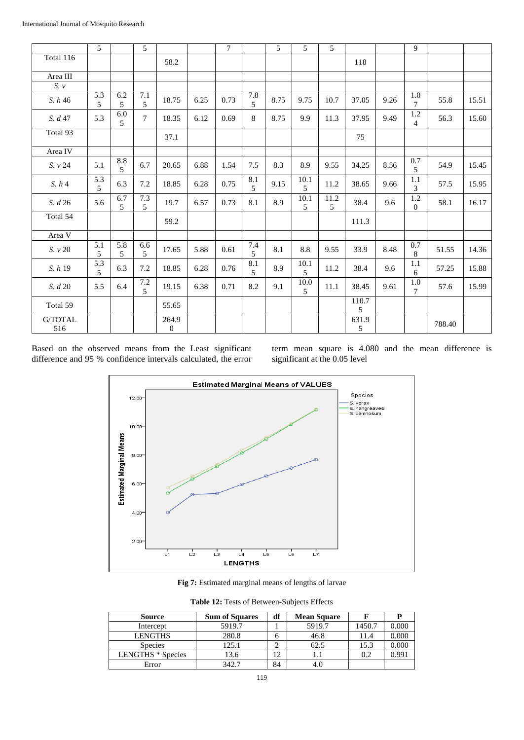| | 5 | | 5 | | | 7 | | 5 | 5 | 5 | | | 9 | | |
|---|---|---|---|---|---|---|---|---|---|---|---|---|---|---|---|
| Total 116 | | | | 58.2 | | | | | | | 118 | | | | |
| Area III | | | | | | | | | | | | | | | |
| *S. v* | | | | | | | | | | | | | | | |
| *S. h* 46 | 5.35 | 6.25 | 7.15 | 18.75 | 6.25 | 0.73 | 7.85 | 8.75 | 9.75 | 10.7 | 37.05 | 9.26 | 1.07 | 55.8 | 15.51 |
| *S. d* 47 | 5.3 | 6.05 | 7 | 18.35 | 6.12 | 0.69 | 8 | 8.75 | 9.9 | 11.3 | 37.95 | 9.49 | 1.24 | 56.3 | 15.60 |
| Total 93 | | | | 37.1 | | | | | | | 75 | | | | |
| Area IV | | | | | | | | | | | | | | | |
| *S. v* 24 | 5.1 | 8.85 | 6.7 | 20.65 | 6.88 | 1.54 | 7.5 | 8.3 | 8.9 | 9.55 | 34.25 | 8.56 | 0.75 | 54.9 | 15.45 |
| *S. h* 4 | 5.35 | 6.3 | 7.2 | 18.85 | 6.28 | 0.75 | 8.15 | 9.15 | 10.15 | 11.2 | 38.65 | 9.66 | 1.13 | 57.5 | 15.95 |
| *S. d* 26 | 5.6 | 6.75 | 7.35 | 19.7 | 6.57 | 0.73 | 8.1 | 8.9 | 10.15 | 11.25 | 38.4 | 9.6 | 1.20 | 58.1 | 16.17 |
| Total 54 | | | | 59.2 | | | | | | | 111.3 | | | | |
| Area V | | | | | | | | | | | | | | | |
| *S. v* 20 | 5.15 | 5.85 | 6.65 | 17.65 | 5.88 | 0.61 | 7.45 | 8.1 | 8.8 | 9.55 | 33.9 | 8.48 | 0.78 | 51.55 | 14.36 |
| *S. h* 19 | 5.35 | 6.3 | 7.2 | 18.85 | 6.28 | 0.76 | 8.15 | 8.9 | 10.15 | 11.2 | 38.4 | 9.6 | 1.16 | 57.25 | 15.88 |
| *S. d* 20 | 5.5 | 6.4 | 7.25 | 19.15 | 6.38 | 0.71 | 8.2 | 9.1 | 10.05 | 11.1 | 38.45 | 9.61 | 1.07 | 57.6 | 15.99 |
| Total 59 | | | | 55.65 | | | | | | | 110.75 | | | | |
| G/TOTAL 516 | | | | 264.90 | | | | | | | 631.95 | | | 788.40 | |

Based on the observed means from the Least significant difference and 95 % confidence intervals calculated, the error term mean square is 4.080 and the mean difference is significant at the 0.05 level

**Fig 7:** Estimated marginal means of lengths of larvae

**Table 12:** Tests of Between-Subjects Effects

| Source | Sum of Squares | df | Mean Square | F | P |
|---|---|---|---|---|---|
| Intercept | 5919.7 | 1 | 5919.7 | 1450.7 | 0.000 |
| LENGTHS | 280.8 | 6 | 46.8 | 11.4 | 0.000 |
| Species | 125.1 | 2 | 62.5 | 15.3 | 0.000 |
| LENGTHS * Species | 13.6 | 12 | 1.1 | 0.2 | 0.991 |
| Error | 342.7 | 84 | 4.0 | | |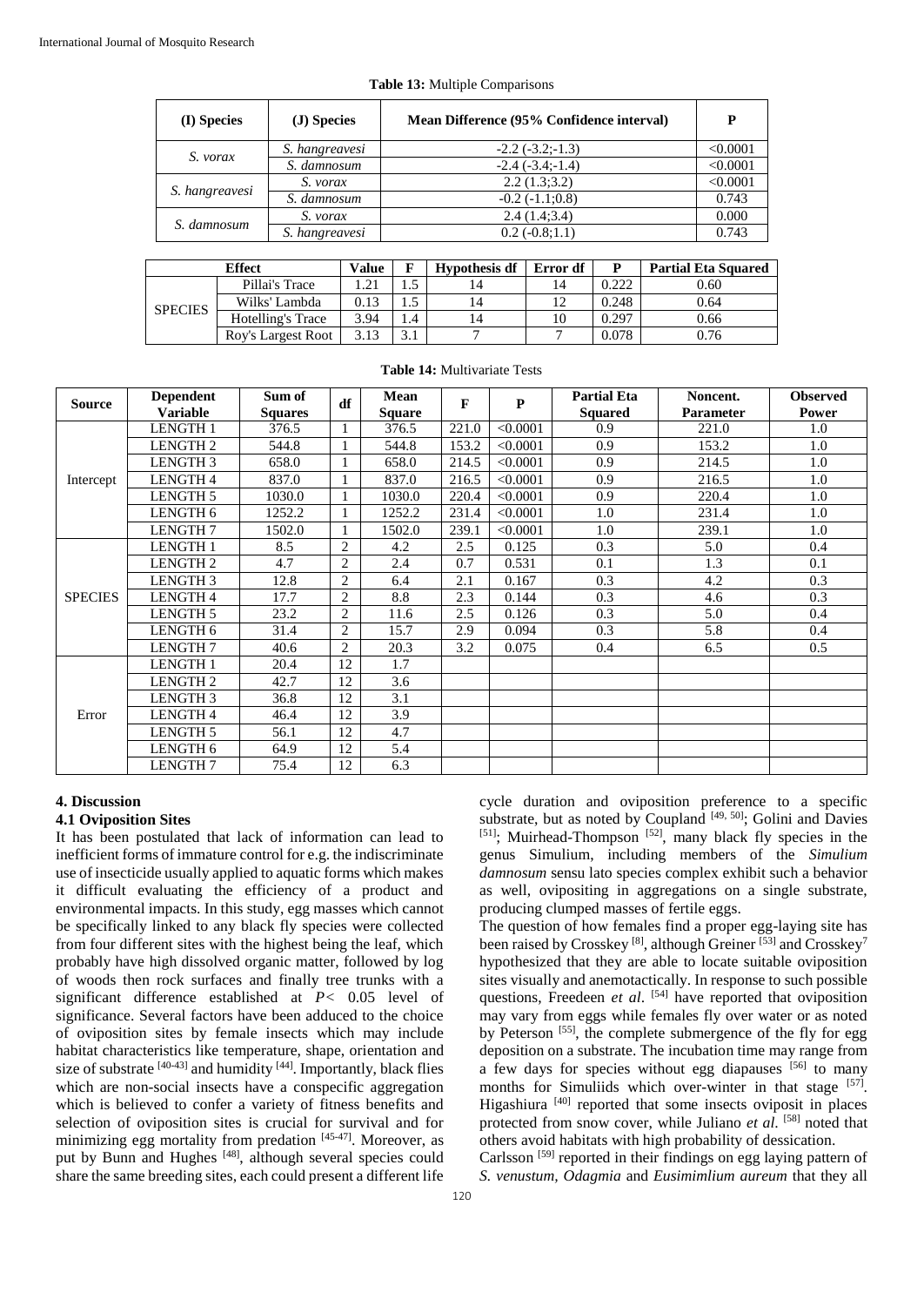**Table 13:** Multiple Comparisons

| (I) Species | (J) Species | Mean Difference (95% Confidence interval) | P |
|---|---|---|---|
| *S. vorax* | *S. hangreavesi* | -2.2 (-3.2;-1.3) | <0.0001 |
| | *S. damnosum* | -2.4 (-3.4;-1.4) | <0.0001 |
| *S. hangreavesi* | *S. vorax* | 2.2 (1.3;3.2) | <0.0001 |
| | *S. damnosum* | -0.2 (-1.1;0.8) | 0.743 |
| *S. damnosum* | *S. vorax* | 2.4 (1.4;3.4) | 0.000 |
| | *S. hangreavesi* | 0.2 (-0.8;1.1) | 0.743 |

| Effect | | Value | F | Hypothesis df | Error df | P | Partial Eta Squared |
|---|---|---|---|---|---|---|---|
| SPECIES | Pillai's Trace | 1.21 | 1.5 | 14 | 14 | 0.222 | 0.60 |
| | Wilks' Lambda | 0.13 | 1.5 | 14 | 12 | 0.248 | 0.64 |
| | Hotelling's Trace | 3.94 | 1.4 | 14 | 10 | 0.297 | 0.66 |
| | Roy's Largest Root | 3.13 | 3.1 | 7 | 7 | 0.078 | 0.76 |

**Table 14:** Multivariate Tests

| Source | Dependent Variable | Sum of Squares | df | Mean Square | F | P | Partial Eta Squared | Noncent. Parameter | Observed Power |
|---|---|---|---|---|---|---|---|---|---|
| Intercept | LENGTH 1 | 376.5 | 1 | 376.5 | 221.0 | <0.0001 | 0.9 | 221.0 | 1.0 |
| | LENGTH 2 | 544.8 | 1 | 544.8 | 153.2 | <0.0001 | 0.9 | 153.2 | 1.0 |
| | LENGTH 3 | 658.0 | 1 | 658.0 | 214.5 | <0.0001 | 0.9 | 214.5 | 1.0 |
| | LENGTH 4 | 837.0 | 1 | 837.0 | 216.5 | <0.0001 | 0.9 | 216.5 | 1.0 |
| | LENGTH 5 | 1030.0 | 1 | 1030.0 | 220.4 | <0.0001 | 0.9 | 220.4 | 1.0 |
| | LENGTH 6 | 1252.2 | 1 | 1252.2 | 231.4 | <0.0001 | 1.0 | 231.4 | 1.0 |
| | LENGTH 7 | 1502.0 | 1 | 1502.0 | 239.1 | <0.0001 | 1.0 | 239.1 | 1.0 |
| SPECIES | LENGTH 1 | 8.5 | 2 | 4.2 | 2.5 | 0.125 | 0.3 | 5.0 | 0.4 |
| | LENGTH 2 | 4.7 | 2 | 2.4 | 0.7 | 0.531 | 0.1 | 1.3 | 0.1 |
| | LENGTH 3 | 12.8 | 2 | 6.4 | 2.1 | 0.167 | 0.3 | 4.2 | 0.3 |
| | LENGTH 4 | 17.7 | 2 | 8.8 | 2.3 | 0.144 | 0.3 | 4.6 | 0.3 |
| | LENGTH 5 | 23.2 | 2 | 11.6 | 2.5 | 0.126 | 0.3 | 5.0 | 0.4 |
| | LENGTH 6 | 31.4 | 2 | 15.7 | 2.9 | 0.094 | 0.3 | 5.8 | 0.4 |
| | LENGTH 7 | 40.6 | 2 | 20.3 | 3.2 | 0.075 | 0.4 | 6.5 | 0.5 |
| Error | LENGTH 1 | 20.4 | 12 | 1.7 | | | | | |
| | LENGTH 2 | 42.7 | 12 | 3.6 | | | | | |
| | LENGTH 3 | 36.8 | 12 | 3.1 | | | | | |
| | LENGTH 4 | 46.4 | 12 | 3.9 | | | | | |
| | LENGTH 5 | 56.1 | 12 | 4.7 | | | | | |
| | LENGTH 6 | 64.9 | 12 | 5.4 | | | | | |
| | LENGTH 7 | 75.4 | 12 | 6.3 | | | | | |

## 4. Discussion

### 4.1 Oviposition Sites

It has been postulated that lack of information can lead to inefficient forms of immature control for e.g. the indiscriminate use of insecticide usually applied to aquatic forms which makes it difficult evaluating the efficiency of a product and environmental impacts. In this study, egg masses which cannot be specifically linked to any black fly species were collected from four different sites with the highest being the leaf, which probably have high dissolved organic matter, followed by log of woods then rock surfaces and finally tree trunks with a significant difference established at $P < 0.05$ level of significance. Several factors have been adduced to the choice of oviposition sites by female insects which may include habitat characteristics like temperature, shape, orientation and size of substrate [40-43] and humidity [44]. Importantly, black flies which are non-social insects have a conspecific aggregation which is believed to confer a variety of fitness benefits and selection of oviposition sites is crucial for survival and for minimizing egg mortality from predation [45-47]. Moreover, as put by Bunn and Hughes [48], although several species could share the same breeding sites, each could present a different life cycle duration and oviposition preference to a specific substrate, but as noted by Coupland [49, 50]; Golini and Davies [51]; Muirhead-Thompson [52], many black fly species in the genus Simulium, including members of the *Simulium damnosum* sensu lato species complex exhibit such a behavior as well, ovipositing in aggregations on a single substrate, producing clumped masses of fertile eggs.

The question of how females find a proper egg-laying site has been raised by Crosskey [8], although Greiner [53] and Crosskey[7] hypothesized that they are able to locate suitable oviposition sites visually and anemotactically. In response to such possible questions, Freedeen *et al*. [54] have reported that oviposition may vary from eggs while females fly over water or as noted by Peterson [55], the complete submergence of the fly for egg deposition on a substrate. The incubation time may range from a few days for species without egg diapauses [56] to many months for Simuliids which over-winter in that stage [57]. Higashiura [40] reported that some insects oviposit in places protected from snow cover, while Juliano *et al*. [58] noted that others avoid habitats with high probability of dessication.

Carlsson [59] reported in their findings on egg laying pattern of *S. venustum, Odagmia* and *Eusimimlium aureum* that they all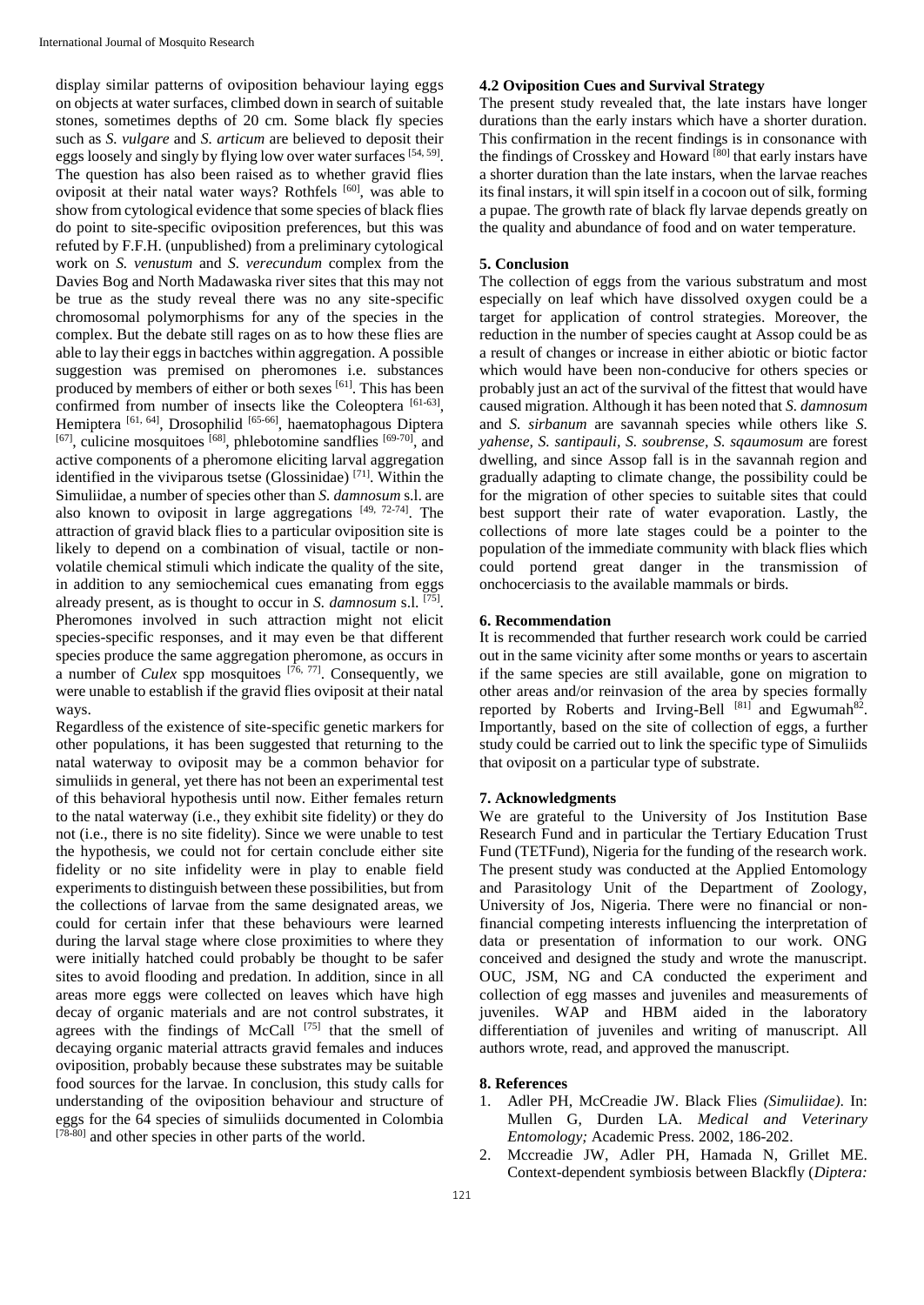display similar patterns of oviposition behaviour laying eggs on objects at water surfaces, climbed down in search of suitable stones, sometimes depths of 20 cm. Some black fly species such as *S. vulgare* and *S. articum* are believed to deposit their eggs loosely and singly by flying low over water surfaces [54, 59]. The question has also been raised as to whether gravid flies oviposit at their natal water ways? Rothfels [60], was able to show from cytological evidence that some species of black flies do point to site-specific oviposition preferences, but this was refuted by F.F.H. (unpublished) from a preliminary cytological work on *S. venustum* and *S. verecundum* complex from the Davies Bog and North Madawaska river sites that this may not be true as the study reveal there was no any site-specific chromosomal polymorphisms for any of the species in the complex. But the debate still rages on as to how these flies are able to lay their eggs in bactches within aggregation. A possible suggestion was premised on pheromones i.e. substances produced by members of either or both sexes [61]. This has been confirmed from number of insects like the Coleoptera [61-63], Hemiptera [61, 64], Drosophilid [65-66], haematophagous Diptera [67], culicine mosquitoes [68], phlebotomine sandflies [69-70], and active components of a pheromone eliciting larval aggregation identified in the viviparous tsetse (Glossinidae) [71]. Within the Simuliidae, a number of species other than *S. damnosum* s.l. are also known to oviposit in large aggregations [49, 72-74]. The attraction of gravid black flies to a particular oviposition site is likely to depend on a combination of visual, tactile or non-volatile chemical stimuli which indicate the quality of the site, in addition to any semiochemical cues emanating from eggs already present, as is thought to occur in *S. damnosum* s.l. [75]. Pheromones involved in such attraction might not elicit species-specific responses, and it may even be that different species produce the same aggregation pheromone, as occurs in a number of *Culex* spp mosquitoes [76, 77]. Consequently, we were unable to establish if the gravid flies oviposit at their natal ways.

Regardless of the existence of site-specific genetic markers for other populations, it has been suggested that returning to the natal waterway to oviposit may be a common behavior for simuliids in general, yet there has not been an experimental test of this behavioral hypothesis until now. Either females return to the natal waterway (i.e., they exhibit site fidelity) or they do not (i.e., there is no site fidelity). Since we were unable to test the hypothesis, we could not for certain conclude either site fidelity or no site infidelity were in play to enable field experiments to distinguish between these possibilities, but from the collections of larvae from the same designated areas, we could for certain infer that these behaviours were learned during the larval stage where close proximities to where they were initially hatched could probably be thought to be safer sites to avoid flooding and predation. In addition, since in all areas more eggs were collected on leaves which have high decay of organic materials and are not control substrates, it agrees with the findings of McCall [75] that the smell of decaying organic material attracts gravid females and induces oviposition, probably because these substrates may be suitable food sources for the larvae. In conclusion, this study calls for understanding of the oviposition behaviour and structure of eggs for the 64 species of simuliids documented in Colombia [78-80] and other species in other parts of the world.

### 4.2 Oviposition Cues and Survival Strategy

The present study revealed that, the late instars have longer durations than the early instars which have a shorter duration. This confirmation in the recent findings is in consonance with the findings of Crosskey and Howard [80] that early instars have a shorter duration than the late instars, when the larvae reaches its final instars, it will spin itself in a cocoon out of silk, forming a pupae. The growth rate of black fly larvae depends greatly on the quality and abundance of food and on water temperature.

## 5. Conclusion

The collection of eggs from the various substratum and most especially on leaf which have dissolved oxygen could be a target for application of control strategies. Moreover, the reduction in the number of species caught at Assop could be as a result of changes or increase in either abiotic or biotic factor which would have been non-conducive for others species or probably just an act of the survival of the fittest that would have caused migration. Although it has been noted that *S. damnosum* and *S. sirbanum* are savannah species while others like *S. yahense, S. santipauli, S. soubrense, S. sqaumosum* are forest dwelling, and since Assop fall is in the savannah region and gradually adapting to climate change, the possibility could be for the migration of other species to suitable sites that could best support their rate of water evaporation. Lastly, the collections of more late stages could be a pointer to the population of the immediate community with black flies which could portend great danger in the transmission of onchocerciasis to the available mammals or birds.

## 6. Recommendation

It is recommended that further research work could be carried out in the same vicinity after some months or years to ascertain if the same species are still available, gone on migration to other areas and/or reinvasion of the area by species formally reported by Roberts and Irving-Bell [81] and Egwumah[82]. Importantly, based on the site of collection of eggs, a further study could be carried out to link the specific type of Simuliids that oviposit on a particular type of substrate.

## 7. Acknowledgments

We are grateful to the University of Jos Institution Base Research Fund and in particular the Tertiary Education Trust Fund (TETFund), Nigeria for the funding of the research work. The present study was conducted at the Applied Entomology and Parasitology Unit of the Department of Zoology, University of Jos, Nigeria. There were no financial or non-financial competing interests influencing the interpretation of data or presentation of information to our work. ONG conceived and designed the study and wrote the manuscript. OUC, JSM, NG and CA conducted the experiment and collection of egg masses and juveniles and measurements of juveniles. WAP and HBM aided in the laboratory differentiation of juveniles and writing of manuscript. All authors wrote, read, and approved the manuscript.

## 8. References

1. Adler PH, McCreadie JW. Black Flies *(Simuliidae)*. In: Mullen G, Durden LA. *Medical and Veterinary Entomology;* Academic Press. 2002, 186-202.
2. Mccreadie JW, Adler PH, Hamada N, Grillet ME. Context-dependent symbiosis between Blackfly (*Diptera:*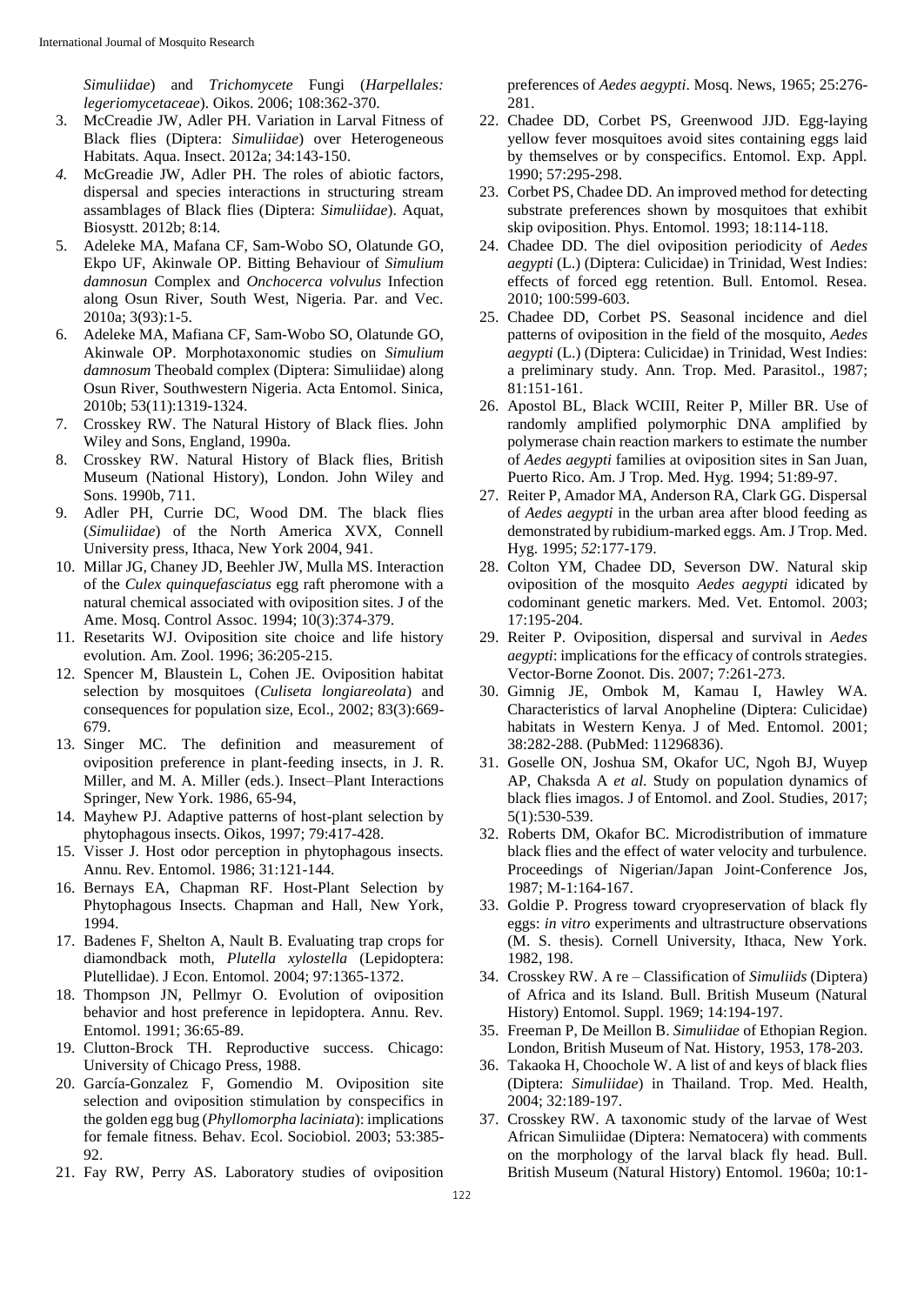*Simuliidae*) and *Trichomycete* Fungi (*Harpellales: legeriomycetaceae*). Oikos. 2006; 108:362-370.

3. McCreadie JW, Adler PH. Variation in Larval Fitness of Black flies (Diptera: *Simuliidae*) over Heterogeneous Habitats. Aqua. Insect. 2012a; 34:143-150.
4. McGreadie JW, Adler PH. The roles of abiotic factors, dispersal and species interactions in structuring stream assamblages of Black flies (Diptera: *Simuliidae*). Aquat, Biosystt. 2012b; 8:14.
5. Adeleke MA, Mafana CF, Sam-Wobo SO, Olatunde GO, Ekpo UF, Akinwale OP. Bitting Behaviour of *Simulium damnosun* Complex and *Onchocerca volvulus* Infection along Osun River, South West, Nigeria. Par. and Vec. 2010a; 3(93):1-5.
6. Adeleke MA, Mafiana CF, Sam-Wobo SO, Olatunde GO, Akinwale OP. Morphotaxonomic studies on *Simulium damnosum* Theobald complex (Diptera: Simuliidae) along Osun River, Southwestern Nigeria. Acta Entomol. Sinica, 2010b; 53(11):1319-1324.
7. Crosskey RW. The Natural History of Black flies. John Wiley and Sons, England, 1990a.
8. Crosskey RW. Natural History of Black flies, British Museum (National History), London. John Wiley and Sons. 1990b, 711.
9. Adler PH, Currie DC, Wood DM. The black flies (*Simuliidae*) of the North America XVX, Connell University press, Ithaca, New York 2004, 941.
10. Millar JG, Chaney JD, Beehler JW, Mulla MS. Interaction of the *Culex quinquefasciatus* egg raft pheromone with a natural chemical associated with oviposition sites. J of the Ame. Mosq. Control Assoc. 1994; 10(3):374-379.
11. Resetarits WJ. Oviposition site choice and life history evolution. Am. Zool. 1996; 36:205-215.
12. Spencer M, Blaustein L, Cohen JE. Oviposition habitat selection by mosquitoes (*Culiseta longiareolata*) and consequences for population size, Ecol., 2002; 83(3):669-679.
13. Singer MC. The definition and measurement of oviposition preference in plant-feeding insects, in J. R. Miller, and M. A. Miller (eds.). Insect–Plant Interactions Springer, New York. 1986, 65-94,
14. Mayhew PJ. Adaptive patterns of host-plant selection by phytophagous insects. Oikos, 1997; 79:417-428.
15. Visser J. Host odor perception in phytophagous insects. Annu. Rev. Entomol. 1986; 31:121-144.
16. Bernays EA, Chapman RF. Host-Plant Selection by Phytophagous Insects. Chapman and Hall, New York, 1994.
17. Badenes F, Shelton A, Nault B. Evaluating trap crops for diamondback moth, *Plutella xylostella* (Lepidoptera: Plutellidae). J Econ. Entomol. 2004; 97:1365-1372.
18. Thompson JN, Pellmyr O. Evolution of oviposition behavior and host preference in lepidoptera. Annu. Rev. Entomol. 1991; 36:65-89.
19. Clutton-Brock TH. Reproductive success. Chicago: University of Chicago Press, 1988.
20. García-Gonzalez F, Gomendio M. Oviposition site selection and oviposition stimulation by conspecifics in the golden egg bug (*Phyllomorpha laciniata*): implications for female fitness. Behav. Ecol. Sociobiol. 2003; 53:385-92.
21. Fay RW, Perry AS. Laboratory studies of oviposition preferences of *Aedes aegypti*. Mosq. News, 1965; 25:276-281.
22. Chadee DD, Corbet PS, Greenwood JJD. Egg-laying yellow fever mosquitoes avoid sites containing eggs laid by themselves or by conspecifics. Entomol. Exp. Appl. 1990; 57:295-298.
23. Corbet PS, Chadee DD. An improved method for detecting substrate preferences shown by mosquitoes that exhibit skip oviposition. Phys. Entomol. 1993; 18:114-118.
24. Chadee DD. The diel oviposition periodicity of *Aedes aegypti* (L.) (Diptera: Culicidae) in Trinidad, West Indies: effects of forced egg retention. Bull. Entomol. Resea. 2010; 100:599-603.
25. Chadee DD, Corbet PS. Seasonal incidence and diel patterns of oviposition in the field of the mosquito, *Aedes aegypti* (L.) (Diptera: Culicidae) in Trinidad, West Indies: a preliminary study. Ann. Trop. Med. Parasitol., 1987; 81:151-161.
26. Apostol BL, Black WCIII, Reiter P, Miller BR. Use of randomly amplified polymorphic DNA amplified by polymerase chain reaction markers to estimate the number of *Aedes aegypti* families at oviposition sites in San Juan, Puerto Rico. Am. J Trop. Med. Hyg. 1994; 51:89-97.
27. Reiter P, Amador MA, Anderson RA, Clark GG. Dispersal of *Aedes aegypti* in the urban area after blood feeding as demonstrated by rubidium-marked eggs. Am. J Trop. Med. Hyg. 1995; *52*:177-179.
28. Colton YM, Chadee DD, Severson DW. Natural skip oviposition of the mosquito *Aedes aegypti* idicated by codominant genetic markers. Med. Vet. Entomol. 2003; 17:195-204.
29. Reiter P. Oviposition, dispersal and survival in *Aedes aegypti*: implications for the efficacy of controls strategies. Vector-Borne Zoonot. Dis. 2007; 7:261-273.
30. Gimnig JE, Ombok M, Kamau I, Hawley WA. Characteristics of larval Anopheline (Diptera: Culicidae) habitats in Western Kenya. J of Med. Entomol. 2001; 38:282-288. (PubMed: 11296836).
31. Goselle ON, Joshua SM, Okafor UC, Ngoh BJ, Wuyep AP, Chaksda A *et al.* Study on population dynamics of black flies imagos. J of Entomol. and Zool. Studies, 2017; 5(1):530-539.
32. Roberts DM, Okafor BC. Microdistribution of immature black flies and the effect of water velocity and turbulence. Proceedings of Nigerian/Japan Joint-Conference Jos, 1987; M-1:164-167.
33. Goldie P. Progress toward cryopreservation of black fly eggs: *in vitro* experiments and ultrastructure observations (M. S. thesis). Cornell University, Ithaca, New York. 1982, 198.
34. Crosskey RW. A re – Classification of *Simuliids* (Diptera) of Africa and its Island. Bull. British Museum (Natural History) Entomol. Suppl. 1969; 14:194-197.
35. Freeman P, De Meillon B. *Simuliidae* of Ethopian Region. London, British Museum of Nat. History, 1953, 178-203.
36. Takaoka H, Choochole W. A list of and keys of black flies (Diptera: *Simuliidae*) in Thailand. Trop. Med. Health, 2004; 32:189-197.
37. Crosskey RW. A taxonomic study of the larvae of West African Simuliidae (Diptera: Nematocera) with comments on the morphology of the larval black fly head. Bull. British Museum (Natural History) Entomol. 1960a; 10:1-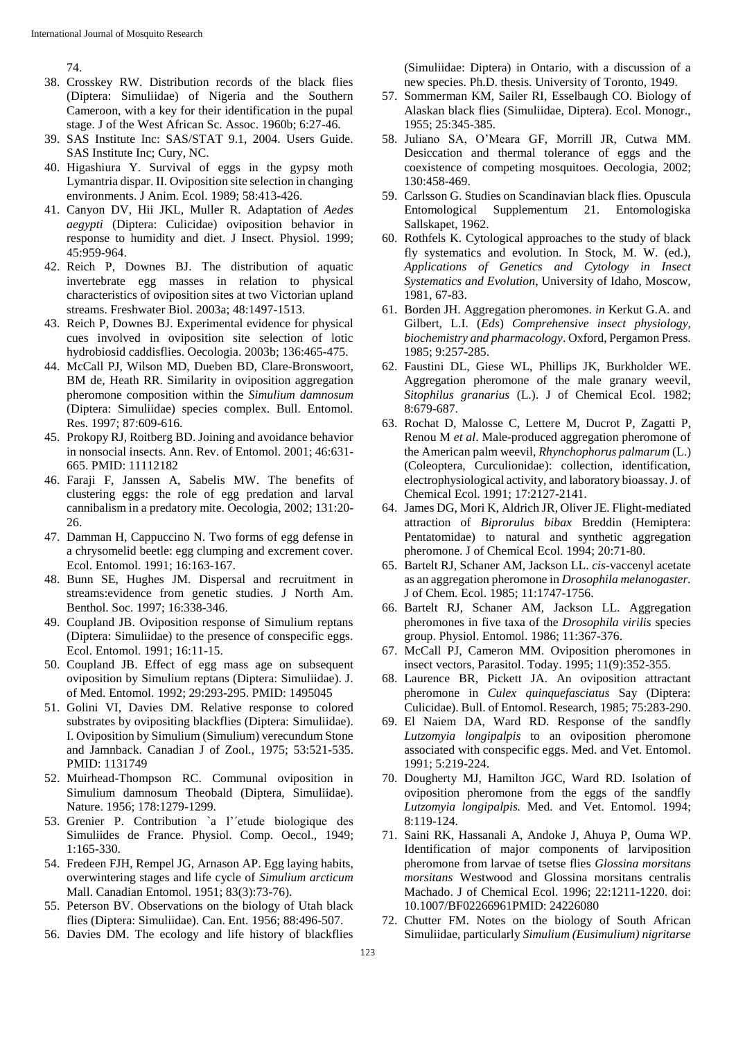74.

38. Crosskey RW. Distribution records of the black flies (Diptera: Simuliidae) of Nigeria and the Southern Cameroon, with a key for their identification in the pupal stage. J of the West African Sc. Assoc. 1960b; 6:27-46.
39. SAS Institute Inc: SAS/STAT 9.1, 2004. Users Guide. SAS Institute Inc; Cury, NC.
40. Higashiura Y. Survival of eggs in the gypsy moth Lymantria dispar. II. Oviposition site selection in changing environments. J Anim. Ecol. 1989; 58:413-426.
41. Canyon DV, Hii JKL, Muller R. Adaptation of *Aedes aegypti* (Diptera: Culicidae) oviposition behavior in response to humidity and diet. J Insect. Physiol. 1999; 45:959-964.
42. Reich P, Downes BJ. The distribution of aquatic invertebrate egg masses in relation to physical characteristics of oviposition sites at two Victorian upland streams. Freshwater Biol. 2003a; 48:1497-1513.
43. Reich P, Downes BJ. Experimental evidence for physical cues involved in oviposition site selection of lotic hydrobiosid caddisflies. Oecologia. 2003b; 136:465-475.
44. McCall PJ, Wilson MD, Dueben BD, Clare-Bronswoort, BM de, Heath RR. Similarity in oviposition aggregation pheromone composition within the *Simulium damnosum* (Diptera: Simuliidae) species complex. Bull. Entomol. Res. 1997; 87:609-616.
45. Prokopy RJ, Roitberg BD. Joining and avoidance behavior in nonsocial insects. Ann. Rev. of Entomol. 2001; 46:631-665. PMID: 11112182
46. Faraji F, Janssen A, Sabelis MW. The benefits of clustering eggs: the role of egg predation and larval cannibalism in a predatory mite. Oecologia, 2002; 131:20-26.
47. Damman H, Cappuccino N. Two forms of egg defense in a chrysomelid beetle: egg clumping and excrement cover. Ecol. Entomol. 1991; 16:163-167.
48. Bunn SE, Hughes JM. Dispersal and recruitment in streams:evidence from genetic studies. J North Am. Benthol. Soc. 1997; 16:338-346.
49. Coupland JB. Oviposition response of Simulium reptans (Diptera: Simuliidae) to the presence of conspecific eggs. Ecol. Entomol. 1991; 16:11-15.
50. Coupland JB. Effect of egg mass age on subsequent oviposition by Simulium reptans (Diptera: Simuliidae). J. of Med. Entomol. 1992; 29:293-295. PMID: 1495045
51. Golini VI, Davies DM. Relative response to colored substrates by ovipositing blackflies (Diptera: Simuliidae). I. Oviposition by Simulium (Simulium) verecundum Stone and Jamnback. Canadian J of Zool., 1975; 53:521-535. PMID: 1131749
52. Muirhead-Thompson RC. Communal oviposition in Simulium damnosum Theobald (Diptera, Simuliidae). Nature. 1956; 178:1279-1299.
53. Grenier P. Contribution `a l'´etude biologique des Simuliides de France. Physiol. Comp. Oecol., 1949; 1:165-330.
54. Fredeen FJH, Rempel JG, Arnason AP. Egg laying habits, overwintering stages and life cycle of *Simulium arcticum* Mall. Canadian Entomol. 1951; 83(3):73-76).
55. Peterson BV. Observations on the biology of Utah black flies (Diptera: Simuliidae). Can. Ent. 1956; 88:496-507.
56. Davies DM. The ecology and life history of blackflies (Simuliidae: Diptera) in Ontario, with a discussion of a new species. Ph.D. thesis. University of Toronto, 1949.
57. Sommerman KM, Sailer RI, Esselbaugh CO. Biology of Alaskan black flies (Simuliidae, Diptera). Ecol. Monogr., 1955; 25:345-385.
58. Juliano SA, O'Meara GF, Morrill JR, Cutwa MM. Desiccation and thermal tolerance of eggs and the coexistence of competing mosquitoes. Oecologia, 2002; 130:458-469.
59. Carlsson G. Studies on Scandinavian black flies. Opuscula Entomological Supplementum 21. Entomologiska Sallskapet, 1962.
60. Rothfels K. Cytological approaches to the study of black fly systematics and evolution. In Stock, M. W. (ed.), *Applications of Genetics and Cytology in Insect Systematics and Evolution*, University of Idaho, Moscow, 1981, 67-83.
61. Borden JH. Aggregation pheromones. *in* Kerkut G.A. and Gilbert, L.I. (*Eds*) *Comprehensive insect physiology, biochemistry and pharmacology*. Oxford, Pergamon Press. 1985; 9:257-285.
62. Faustini DL, Giese WL, Phillips JK, Burkholder WE. Aggregation pheromone of the male granary weevil, *Sitophilus granarius* (L.). J of Chemical Ecol. 1982; 8:679-687.
63. Rochat D, Malosse C, Lettere M, Ducrot P, Zagatti P, Renou M *et al*. Male-produced aggregation pheromone of the American palm weevil, *Rhynchophorus palmarum* (L.) (Coleoptera, Curculionidae): collection, identification, electrophysiological activity, and laboratory bioassay. J. of Chemical Ecol. 1991; 17:2127-2141.
64. James DG, Mori K, Aldrich JR, Oliver JE. Flight-mediated attraction of *Biprorulus bibax* Breddin (Hemiptera: Pentatomidae) to natural and synthetic aggregation pheromone. J of Chemical Ecol. 1994; 20:71-80.
65. Bartelt RJ, Schaner AM, Jackson LL. *cis*-vaccenyl acetate as an aggregation pheromone in *Drosophila melanogaster.* J of Chem. Ecol. 1985; 11:1747-1756.
66. Bartelt RJ, Schaner AM, Jackson LL. Aggregation pheromones in five taxa of the *Drosophila virilis* species group. Physiol. Entomol. 1986; 11:367-376.
67. McCall PJ, Cameron MM. Oviposition pheromones in insect vectors, Parasitol. Today. 1995; 11(9):352-355.
68. Laurence BR, Pickett JA. An oviposition attractant pheromone in *Culex quinquefasciatus* Say (Diptera: Culicidae). Bull. of Entomol. Research, 1985; 75:283-290.
69. El Naiem DA, Ward RD. Response of the sandfly *Lutzomyia longipalpis* to an oviposition pheromone associated with conspecific eggs. Med. and Vet. Entomol. 1991; 5:219-224.
70. Dougherty MJ, Hamilton JGC, Ward RD. Isolation of oviposition pheromone from the eggs of the sandfly *Lutzomyia longipalpis.* Med. and Vet. Entomol. 1994; 8:119-124.
71. Saini RK, Hassanali A, Andoke J, Ahuya P, Ouma WP. Identification of major components of larviposition pheromone from larvae of tsetse flies *Glossina morsitans morsitans* Westwood and Glossina morsitans centralis Machado. J of Chemical Ecol. 1996; 22:1211-1220. doi: 10.1007/BF02266961PMID: 24226080
72. Chutter FM. Notes on the biology of South African Simuliidae, particularly *Simulium (Eusimulium) nigritarse*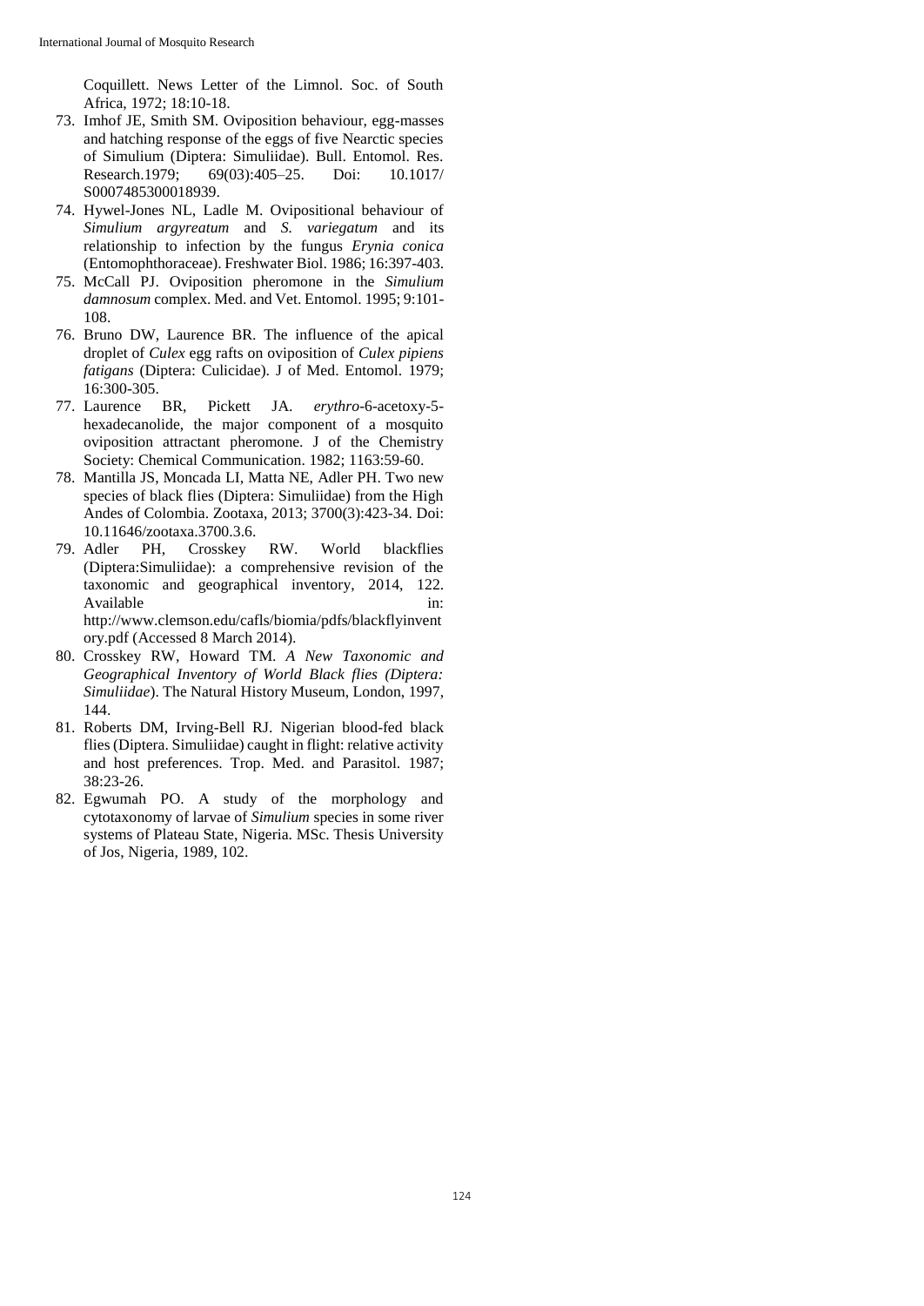Coquillett. News Letter of the Limnol. Soc. of South Africa, 1972; 18:10-18.

73. Imhof JE, Smith SM. Oviposition behaviour, egg-masses and hatching response of the eggs of five Nearctic species of Simulium (Diptera: Simuliidae). Bull. Entomol. Res. Research.1979; 69(03):405–25. Doi: 10.1017/S0007485300018939.
74. Hywel-Jones NL, Ladle M. Ovipositional behaviour of *Simulium argyreatum* and *S. variegatum* and its relationship to infection by the fungus *Erynia conica* (Entomophthoraceae). Freshwater Biol. 1986; 16:397-403.
75. McCall PJ. Oviposition pheromone in the *Simulium damnosum* complex. Med. and Vet. Entomol. 1995; 9:101-108.
76. Bruno DW, Laurence BR. The influence of the apical droplet of *Culex* egg rafts on oviposition of *Culex pipiens fatigans* (Diptera: Culicidae). J of Med. Entomol. 1979; 16:300-305.
77. Laurence BR, Pickett JA. *erythro*-6-acetoxy-5-hexadecanolide, the major component of a mosquito oviposition attractant pheromone. J of the Chemistry Society: Chemical Communication. 1982; 1163:59-60.
78. Mantilla JS, Moncada LI, Matta NE, Adler PH. Two new species of black flies (Diptera: Simuliidae) from the High Andes of Colombia. Zootaxa, 2013; 3700(3):423-34. Doi: 10.11646/zootaxa.3700.3.6.
79. Adler PH, Crosskey RW. World blackflies (Diptera:Simuliidae): a comprehensive revision of the taxonomic and geographical inventory, 2014, 122. Available in: http://www.clemson.edu/cafls/biomia/pdfs/blackflyinventory.pdf (Accessed 8 March 2014).
80. Crosskey RW, Howard TM. *A New Taxonomic and Geographical Inventory of World Black flies (Diptera: Simuliidae*). The Natural History Museum, London, 1997, 144.
81. Roberts DM, Irving-Bell RJ. Nigerian blood-fed black flies (Diptera. Simuliidae) caught in flight: relative activity and host preferences. Trop. Med. and Parasitol. 1987; 38:23-26.
82. Egwumah PO. A study of the morphology and cytotaxonomy of larvae of *Simulium* species in some river systems of Plateau State, Nigeria. MSc. Thesis University of Jos, Nigeria, 1989, 102.